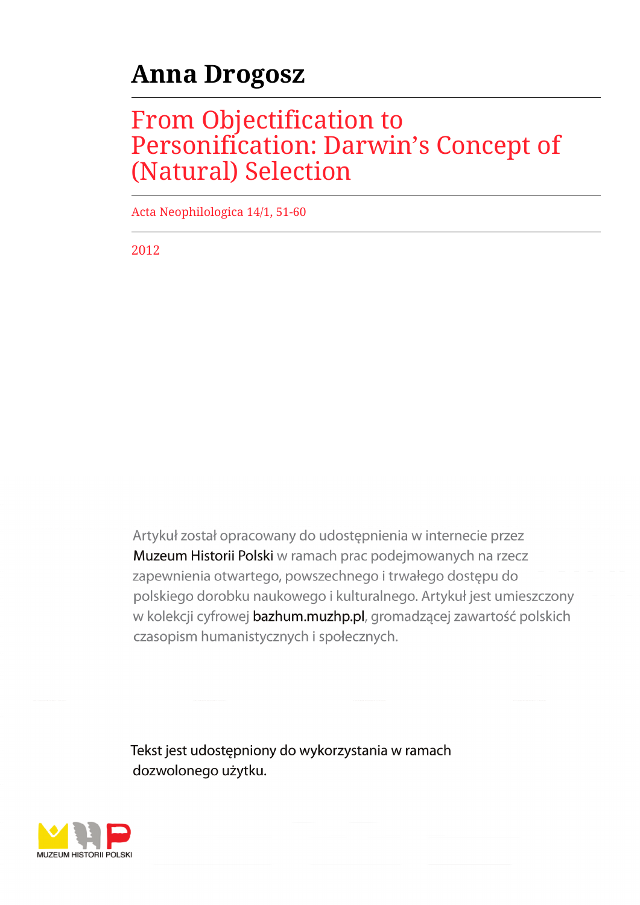# Anna Drogosz

## From Objectification to Personification: Darwin's Concept of (Natural) Selection

Acta Neophilologica 14/1, 51-60

2012

Artykuł został opracowany do udostępnienia w internecie przez Muzeum Historii Polski w ramach prac podejmowanych na rzecz zapewnienia otwartego, powszechnego i trwałego dostępu do polskiego dorobku naukowego i kulturalnego. Artykuł jest umieszczony w kolekcji cyfrowej bazhum.muzhp.pl, gromadzącej zawartość polskich czasopism humanistycznych i społecznych.

Tekst jest udostępniony do wykorzystania w ramach dozwolonego użytku.

MUZEUM HISTORII POLSKI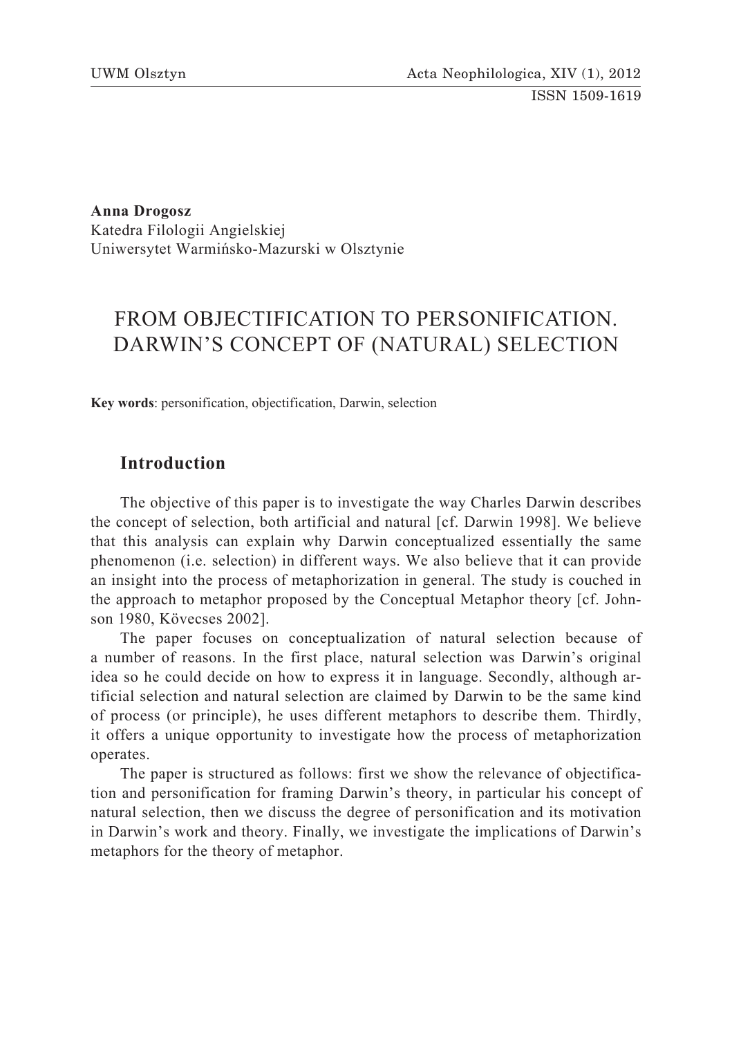**Anna Drogosz**
Katedra Filologii Angielskiej
Uniwersytet Warmińsko-Mazurski w Olsztynie

# FROM OBJECTIFICATION TO PERSONIFICATION. DARWIN'S CONCEPT OF (NATURAL) SELECTION

**Key words**: personification, objectification, Darwin, selection

## Introduction

The objective of this paper is to investigate the way Charles Darwin describes the concept of selection, both artificial and natural [cf. Darwin 1998]. We believe that this analysis can explain why Darwin conceptualized essentially the same phenomenon (i.e. selection) in different ways. We also believe that it can provide an insight into the process of metaphorization in general. The study is couched in the approach to metaphor proposed by the Conceptual Metaphor theory [cf. Johnson 1980, Kövecses 2002].

The paper focuses on conceptualization of natural selection because of a number of reasons. In the first place, natural selection was Darwin's original idea so he could decide on how to express it in language. Secondly, although artificial selection and natural selection are claimed by Darwin to be the same kind of process (or principle), he uses different metaphors to describe them. Thirdly, it offers a unique opportunity to investigate how the process of metaphorization operates.

The paper is structured as follows: first we show the relevance of objectification and personification for framing Darwin's theory, in particular his concept of natural selection, then we discuss the degree of personification and its motivation in Darwin's work and theory. Finally, we investigate the implications of Darwin's metaphors for the theory of metaphor.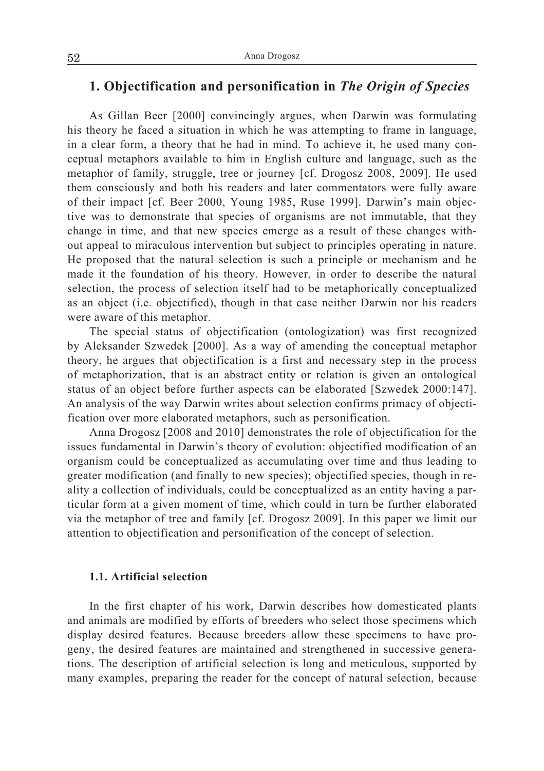## 1. Objectification and personification in *The Origin of Species*

As Gillan Beer [2000] convincingly argues, when Darwin was formulating his theory he faced a situation in which he was attempting to frame in language, in a clear form, a theory that he had in mind. To achieve it, he used many conceptual metaphors available to him in English culture and language, such as the metaphor of family, struggle, tree or journey [cf. Drogosz 2008, 2009]. He used them consciously and both his readers and later commentators were fully aware of their impact [cf. Beer 2000, Young 1985, Ruse 1999]. Darwin's main objective was to demonstrate that species of organisms are not immutable, that they change in time, and that new species emerge as a result of these changes without appeal to miraculous intervention but subject to principles operating in nature. He proposed that the natural selection is such a principle or mechanism and he made it the foundation of his theory. However, in order to describe the natural selection, the process of selection itself had to be metaphorically conceptualized as an object (i.e. objectified), though in that case neither Darwin nor his readers were aware of this metaphor.

The special status of objectification (ontologization) was first recognized by Aleksander Szwedek [2000]. As a way of amending the conceptual metaphor theory, he argues that objectification is a first and necessary step in the process of metaphorization, that is an abstract entity or relation is given an ontological status of an object before further aspects can be elaborated [Szwedek 2000:147]. An analysis of the way Darwin writes about selection confirms primacy of objectification over more elaborated metaphors, such as personification.

Anna Drogosz [2008 and 2010] demonstrates the role of objectification for the issues fundamental in Darwin's theory of evolution: objectified modification of an organism could be conceptualized as accumulating over time and thus leading to greater modification (and finally to new species); objectified species, though in reality a collection of individuals, could be conceptualized as an entity having a particular form at a given moment of time, which could in turn be further elaborated via the metaphor of tree and family [cf. Drogosz 2009]. In this paper we limit our attention to objectification and personification of the concept of selection.

### 1.1. Artificial selection

In the first chapter of his work, Darwin describes how domesticated plants and animals are modified by efforts of breeders who select those specimens which display desired features. Because breeders allow these specimens to have progeny, the desired features are maintained and strengthened in successive generations. The description of artificial selection is long and meticulous, supported by many examples, preparing the reader for the concept of natural selection, because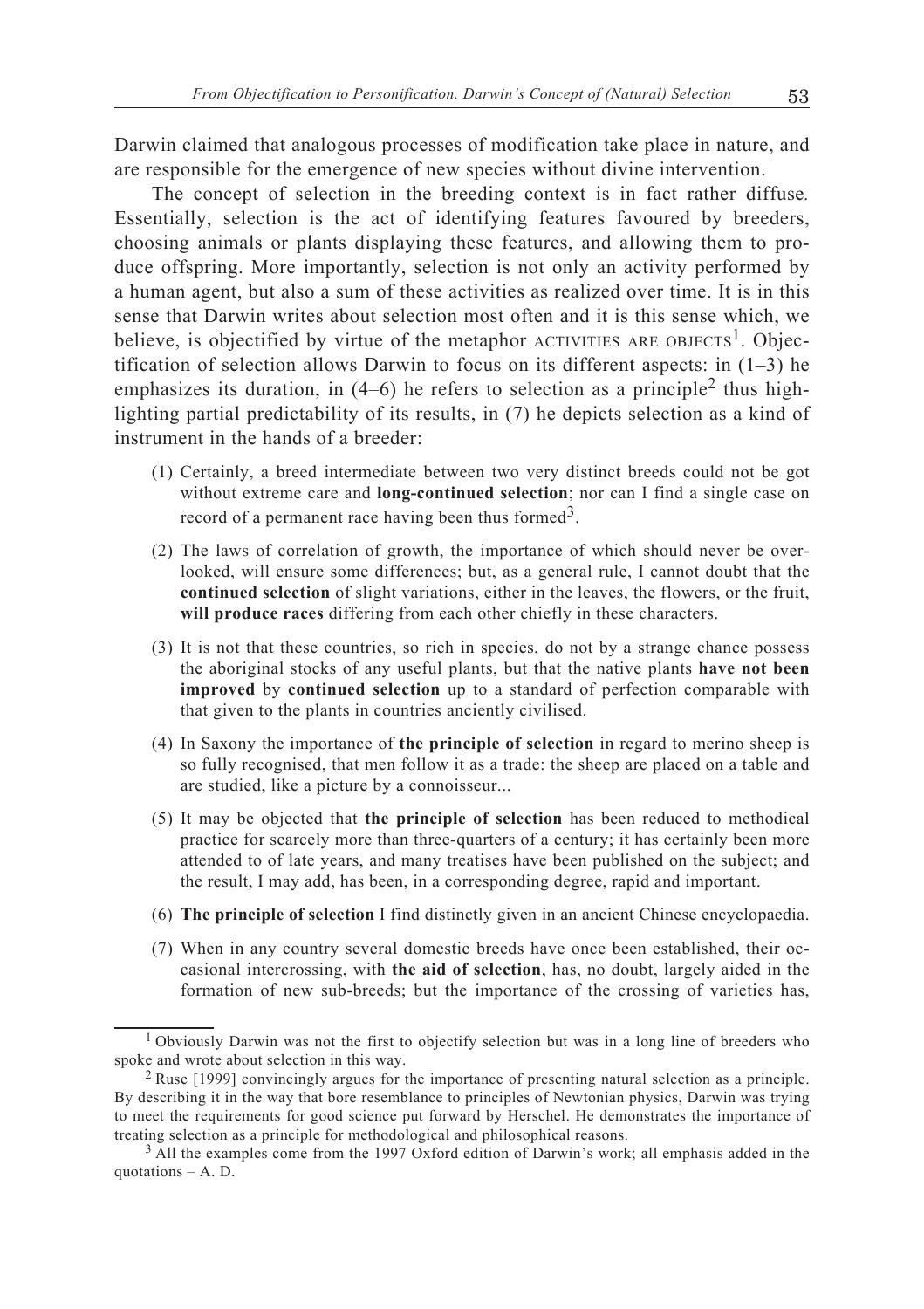Darwin claimed that analogous processes of modification take place in nature, and are responsible for the emergence of new species without divine intervention.

The concept of selection in the breeding context is in fact rather diffuse. Essentially, selection is the act of identifying features favoured by breeders, choosing animals or plants displaying these features, and allowing them to produce offspring. More importantly, selection is not only an activity performed by a human agent, but also a sum of these activities as realized over time. It is in this sense that Darwin writes about selection most often and it is this sense which, we believe, is objectified by virtue of the metaphor ACTIVITIES ARE OBJECTS[1]. Objectification of selection allows Darwin to focus on its different aspects: in (1–3) he emphasizes its duration, in (4–6) he refers to selection as a principle[2] thus highlighting partial predictability of its results, in (7) he depicts selection as a kind of instrument in the hands of a breeder:

(1) Certainly, a breed intermediate between two very distinct breeds could not be got without extreme care and **long-continued selection**; nor can I find a single case on record of a permanent race having been thus formed[3].

(2) The laws of correlation of growth, the importance of which should never be overlooked, will ensure some differences; but, as a general rule, I cannot doubt that the **continued selection** of slight variations, either in the leaves, the flowers, or the fruit, **will produce races** differing from each other chiefly in these characters.

(3) It is not that these countries, so rich in species, do not by a strange chance possess the aboriginal stocks of any useful plants, but that the native plants **have not been improved** by **continued selection** up to a standard of perfection comparable with that given to the plants in countries anciently civilised.

(4) In Saxony the importance of **the principle of selection** in regard to merino sheep is so fully recognised, that men follow it as a trade: the sheep are placed on a table and are studied, like a picture by a connoisseur...

(5) It may be objected that **the principle of selection** has been reduced to methodical practice for scarcely more than three-quarters of a century; it has certainly been more attended to of late years, and many treatises have been published on the subject; and the result, I may add, has been, in a corresponding degree, rapid and important.

(6) **The principle of selection** I find distinctly given in an ancient Chinese encyclopaedia.

(7) When in any country several domestic breeds have once been established, their occasional intercrossing, with **the aid of selection**, has, no doubt, largely aided in the formation of new sub-breeds; but the importance of the crossing of varieties has,

---

[1] Obviously Darwin was not the first to objectify selection but was in a long line of breeders who spoke and wrote about selection in this way.

[2] Ruse [1999] convincingly argues for the importance of presenting natural selection as a principle. By describing it in the way that bore resemblance to principles of Newtonian physics, Darwin was trying to meet the requirements for good science put forward by Herschel. He demonstrates the importance of treating selection as a principle for methodological and philosophical reasons.

[3] All the examples come from the 1997 Oxford edition of Darwin's work; all emphasis added in the quotations – A. D.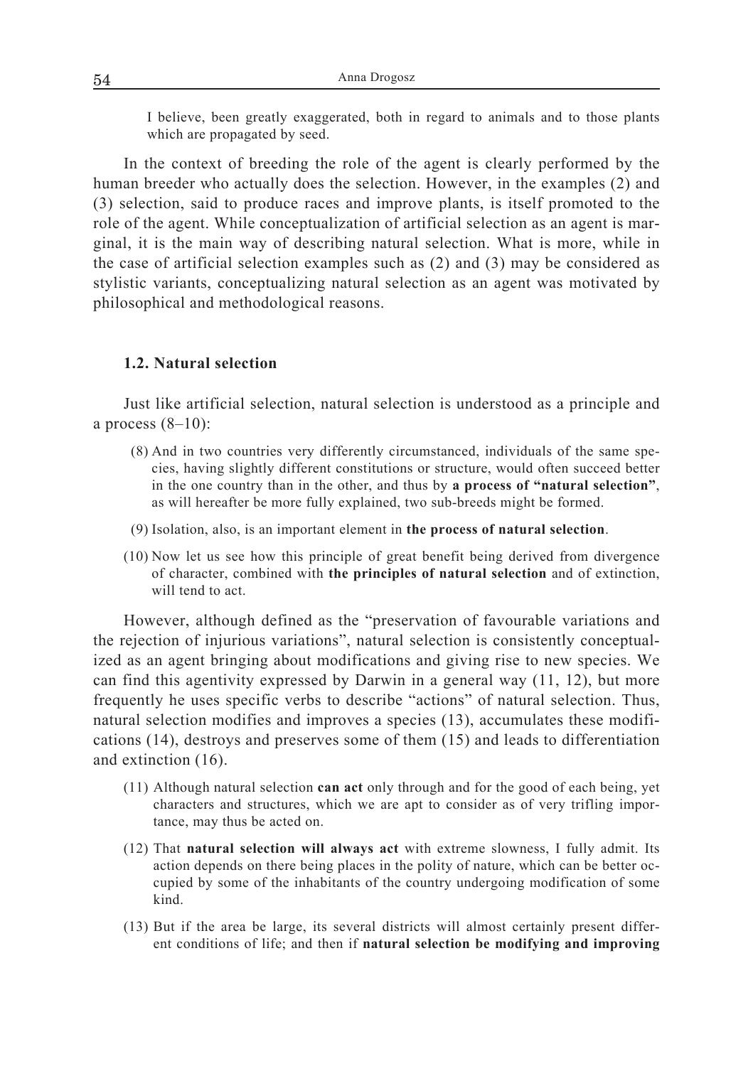> I believe, been greatly exaggerated, both in regard to animals and to those plants which are propagated by seed.

In the context of breeding the role of the agent is clearly performed by the human breeder who actually does the selection. However, in the examples (2) and (3) selection, said to produce races and improve plants, is itself promoted to the role of the agent. While conceptualization of artificial selection as an agent is marginal, it is the main way of describing natural selection. What is more, while in the case of artificial selection examples such as (2) and (3) may be considered as stylistic variants, conceptualizing natural selection as an agent was motivated by philosophical and methodological reasons.

### 1.2. Natural selection

Just like artificial selection, natural selection is understood as a principle and a process (8–10):

(8) And in two countries very differently circumstanced, individuals of the same species, having slightly different constitutions or structure, would often succeed better in the one country than in the other, and thus by **a process of "natural selection"**, as will hereafter be more fully explained, two sub-breeds might be formed.

(9) Isolation, also, is an important element in **the process of natural selection**.

(10) Now let us see how this principle of great benefit being derived from divergence of character, combined with **the principles of natural selection** and of extinction, will tend to act.

However, although defined as the "preservation of favourable variations and the rejection of injurious variations", natural selection is consistently conceptualized as an agent bringing about modifications and giving rise to new species. We can find this agentivity expressed by Darwin in a general way (11, 12), but more frequently he uses specific verbs to describe "actions" of natural selection. Thus, natural selection modifies and improves a species (13), accumulates these modifications (14), destroys and preserves some of them (15) and leads to differentiation and extinction (16).

(11) Although natural selection **can act** only through and for the good of each being, yet characters and structures, which we are apt to consider as of very trifling importance, may thus be acted on.

(12) That **natural selection will always act** with extreme slowness, I fully admit. Its action depends on there being places in the polity of nature, which can be better occupied by some of the inhabitants of the country undergoing modification of some kind.

(13) But if the area be large, its several districts will almost certainly present different conditions of life; and then if **natural selection be modifying and improving**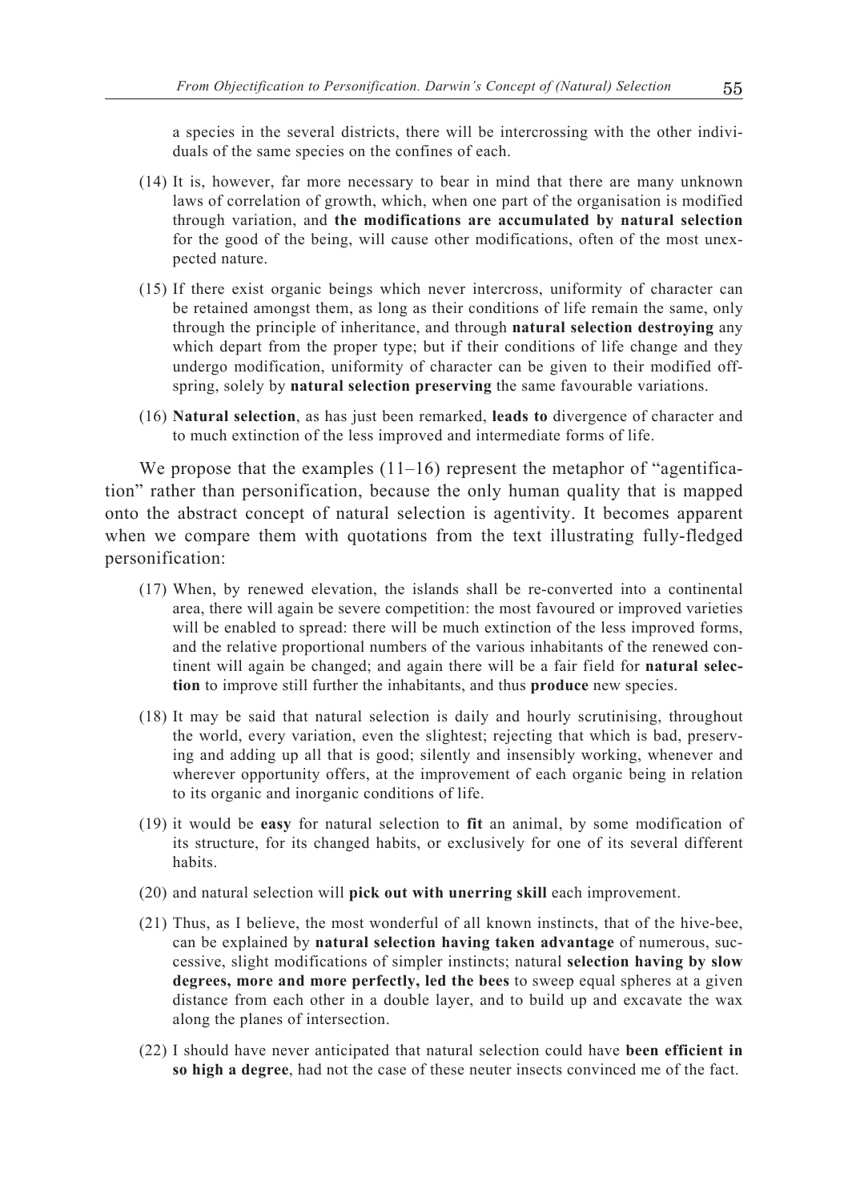a species in the several districts, there will be intercrossing with the other individuals of the same species on the confines of each.

(14) It is, however, far more necessary to bear in mind that there are many unknown laws of correlation of growth, which, when one part of the organisation is modified through variation, and **the modifications are accumulated by natural selection** for the good of the being, will cause other modifications, often of the most unexpected nature.

(15) If there exist organic beings which never intercross, uniformity of character can be retained amongst them, as long as their conditions of life remain the same, only through the principle of inheritance, and through **natural selection destroying** any which depart from the proper type; but if their conditions of life change and they undergo modification, uniformity of character can be given to their modified offspring, solely by **natural selection preserving** the same favourable variations.

(16) **Natural selection**, as has just been remarked, **leads to** divergence of character and to much extinction of the less improved and intermediate forms of life.

We propose that the examples (11–16) represent the metaphor of "agentification" rather than personification, because the only human quality that is mapped onto the abstract concept of natural selection is agentivity. It becomes apparent when we compare them with quotations from the text illustrating fully-fledged personification:

(17) When, by renewed elevation, the islands shall be re-converted into a continental area, there will again be severe competition: the most favoured or improved varieties will be enabled to spread: there will be much extinction of the less improved forms, and the relative proportional numbers of the various inhabitants of the renewed continent will again be changed; and again there will be a fair field for **natural selection** to improve still further the inhabitants, and thus **produce** new species.

(18) It may be said that natural selection is daily and hourly scrutinising, throughout the world, every variation, even the slightest; rejecting that which is bad, preserving and adding up all that is good; silently and insensibly working, whenever and wherever opportunity offers, at the improvement of each organic being in relation to its organic and inorganic conditions of life.

(19) it would be **easy** for natural selection to **fit** an animal, by some modification of its structure, for its changed habits, or exclusively for one of its several different habits.

(20) and natural selection will **pick out with unerring skill** each improvement.

(21) Thus, as I believe, the most wonderful of all known instincts, that of the hive-bee, can be explained by **natural selection having taken advantage** of numerous, successive, slight modifications of simpler instincts; natural **selection having by slow degrees, more and more perfectly, led the bees** to sweep equal spheres at a given distance from each other in a double layer, and to build up and excavate the wax along the planes of intersection.

(22) I should have never anticipated that natural selection could have **been efficient in so high a degree**, had not the case of these neuter insects convinced me of the fact.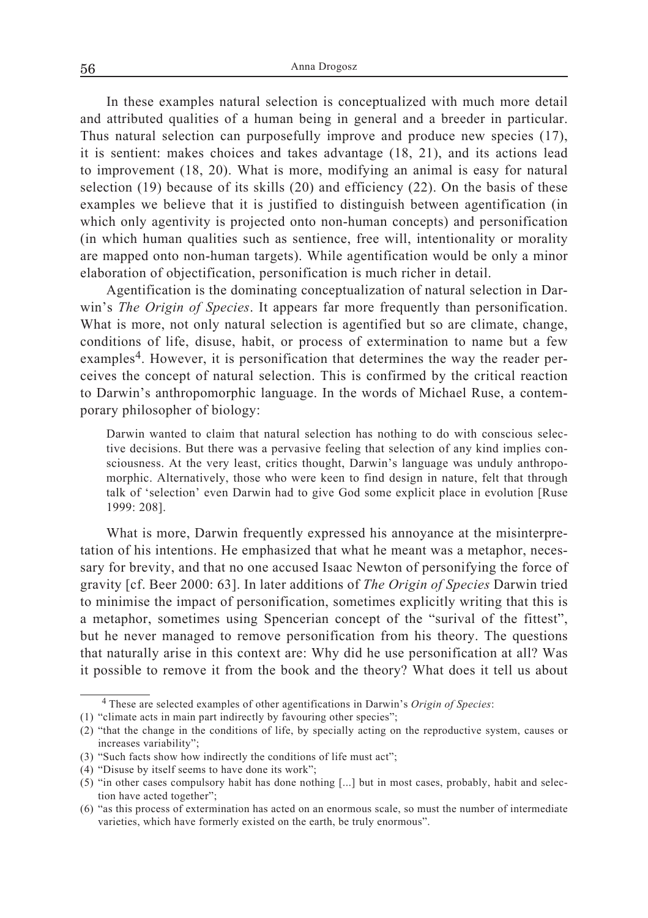In these examples natural selection is conceptualized with much more detail and attributed qualities of a human being in general and a breeder in particular. Thus natural selection can purposefully improve and produce new species (17), it is sentient: makes choices and takes advantage (18, 21), and its actions lead to improvement (18, 20). What is more, modifying an animal is easy for natural selection (19) because of its skills (20) and efficiency (22). On the basis of these examples we believe that it is justified to distinguish between agentification (in which only agentivity is projected onto non-human concepts) and personification (in which human qualities such as sentience, free will, intentionality or morality are mapped onto non-human targets). While agentification would be only a minor elaboration of objectification, personification is much richer in detail.

Agentification is the dominating conceptualization of natural selection in Darwin's *The Origin of Species*. It appears far more frequently than personification. What is more, not only natural selection is agentified but so are climate, change, conditions of life, disuse, habit, or process of extermination to name but a few examples[4]. However, it is personification that determines the way the reader perceives the concept of natural selection. This is confirmed by the critical reaction to Darwin's anthropomorphic language. In the words of Michael Ruse, a contemporary philosopher of biology:

> Darwin wanted to claim that natural selection has nothing to do with conscious selective decisions. But there was a pervasive feeling that selection of any kind implies consciousness. At the very least, critics thought, Darwin's language was unduly anthropomorphic. Alternatively, those who were keen to find design in nature, felt that through talk of 'selection' even Darwin had to give God some explicit place in evolution [Ruse 1999: 208].

What is more, Darwin frequently expressed his annoyance at the misinterpretation of his intentions. He emphasized that what he meant was a metaphor, necessary for brevity, and that no one accused Isaac Newton of personifying the force of gravity [cf. Beer 2000: 63]. In later additions of *The Origin of Species* Darwin tried to minimise the impact of personification, sometimes explicitly writing that this is a metaphor, sometimes using Spencerian concept of the "surival of the fittest", but he never managed to remove personification from his theory. The questions that naturally arise in this context are: Why did he use personification at all? Was it possible to remove it from the book and the theory? What does it tell us about

---

[4] These are selected examples of other agentifications in Darwin's *Origin of Species*:

(1) "climate acts in main part indirectly by favouring other species";
(2) "that the change in the conditions of life, by specially acting on the reproductive system, causes or increases variability";
(3) "Such facts show how indirectly the conditions of life must act";
(4) "Disuse by itself seems to have done its work";
(5) "in other cases compulsory habit has done nothing [...] but in most cases, probably, habit and selection have acted together";
(6) "as this process of extermination has acted on an enormous scale, so must the number of intermediate varieties, which have formerly existed on the earth, be truly enormous".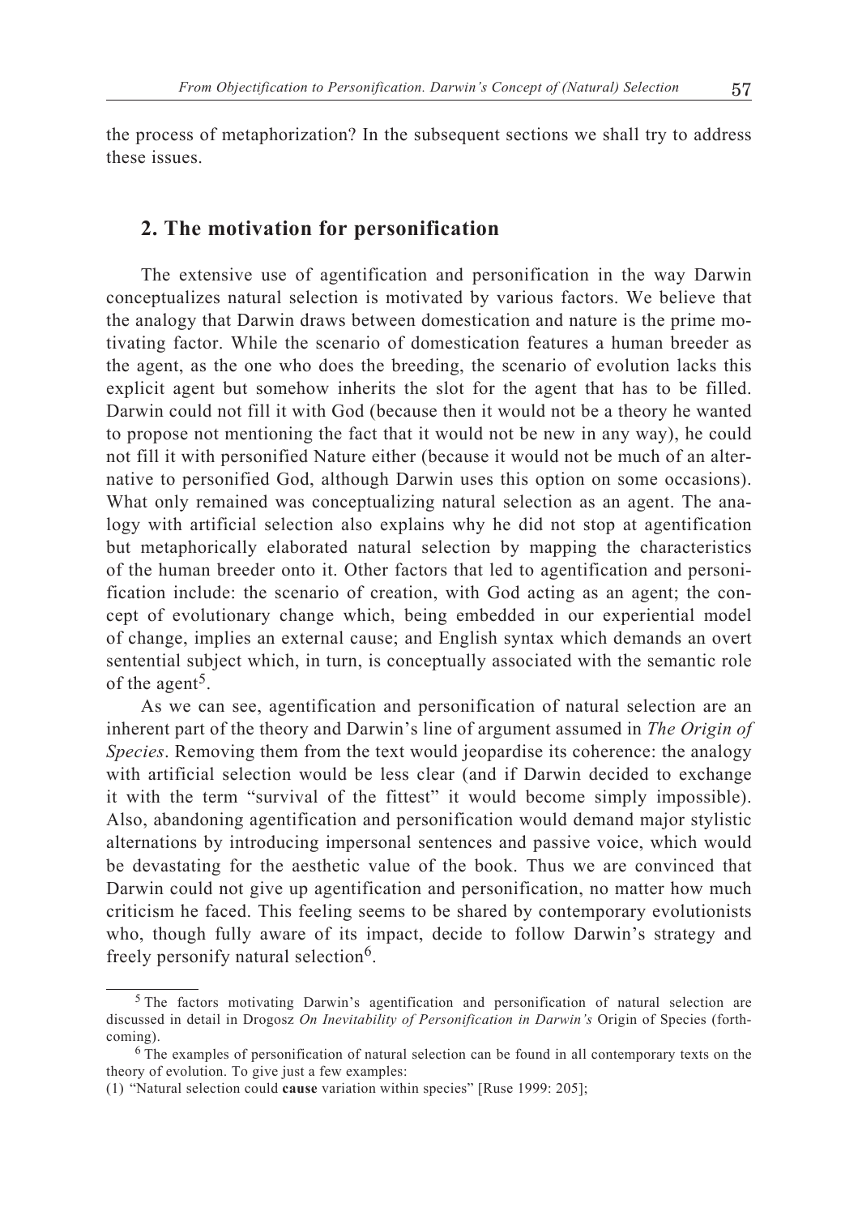the process of metaphorization? In the subsequent sections we shall try to address these issues.

## 2. The motivation for personification

The extensive use of agentification and personification in the way Darwin conceptualizes natural selection is motivated by various factors. We believe that the analogy that Darwin draws between domestication and nature is the prime motivating factor. While the scenario of domestication features a human breeder as the agent, as the one who does the breeding, the scenario of evolution lacks this explicit agent but somehow inherits the slot for the agent that has to be filled. Darwin could not fill it with God (because then it would not be a theory he wanted to propose not mentioning the fact that it would not be new in any way), he could not fill it with personified Nature either (because it would not be much of an alternative to personified God, although Darwin uses this option on some occasions). What only remained was conceptualizing natural selection as an agent. The analogy with artificial selection also explains why he did not stop at agentification but metaphorically elaborated natural selection by mapping the characteristics of the human breeder onto it. Other factors that led to agentification and personification include: the scenario of creation, with God acting as an agent; the concept of evolutionary change which, being embedded in our experiential model of change, implies an external cause; and English syntax which demands an overt sentential subject which, in turn, is conceptually associated with the semantic role of the agent[5].

As we can see, agentification and personification of natural selection are an inherent part of the theory and Darwin's line of argument assumed in *The Origin of Species*. Removing them from the text would jeopardise its coherence: the analogy with artificial selection would be less clear (and if Darwin decided to exchange it with the term "survival of the fittest" it would become simply impossible). Also, abandoning agentification and personification would demand major stylistic alternations by introducing impersonal sentences and passive voice, which would be devastating for the aesthetic value of the book. Thus we are convinced that Darwin could not give up agentification and personification, no matter how much criticism he faced. This feeling seems to be shared by contemporary evolutionists who, though fully aware of its impact, decide to follow Darwin's strategy and freely personify natural selection[6].

---

[5] The factors motivating Darwin's agentification and personification of natural selection are discussed in detail in Drogosz *On Inevitability of Personification in Darwin's* Origin of Species (forthcoming).

[6] The examples of personification of natural selection can be found in all contemporary texts on the theory of evolution. To give just a few examples:

(1) "Natural selection could **cause** variation within species" [Ruse 1999: 205];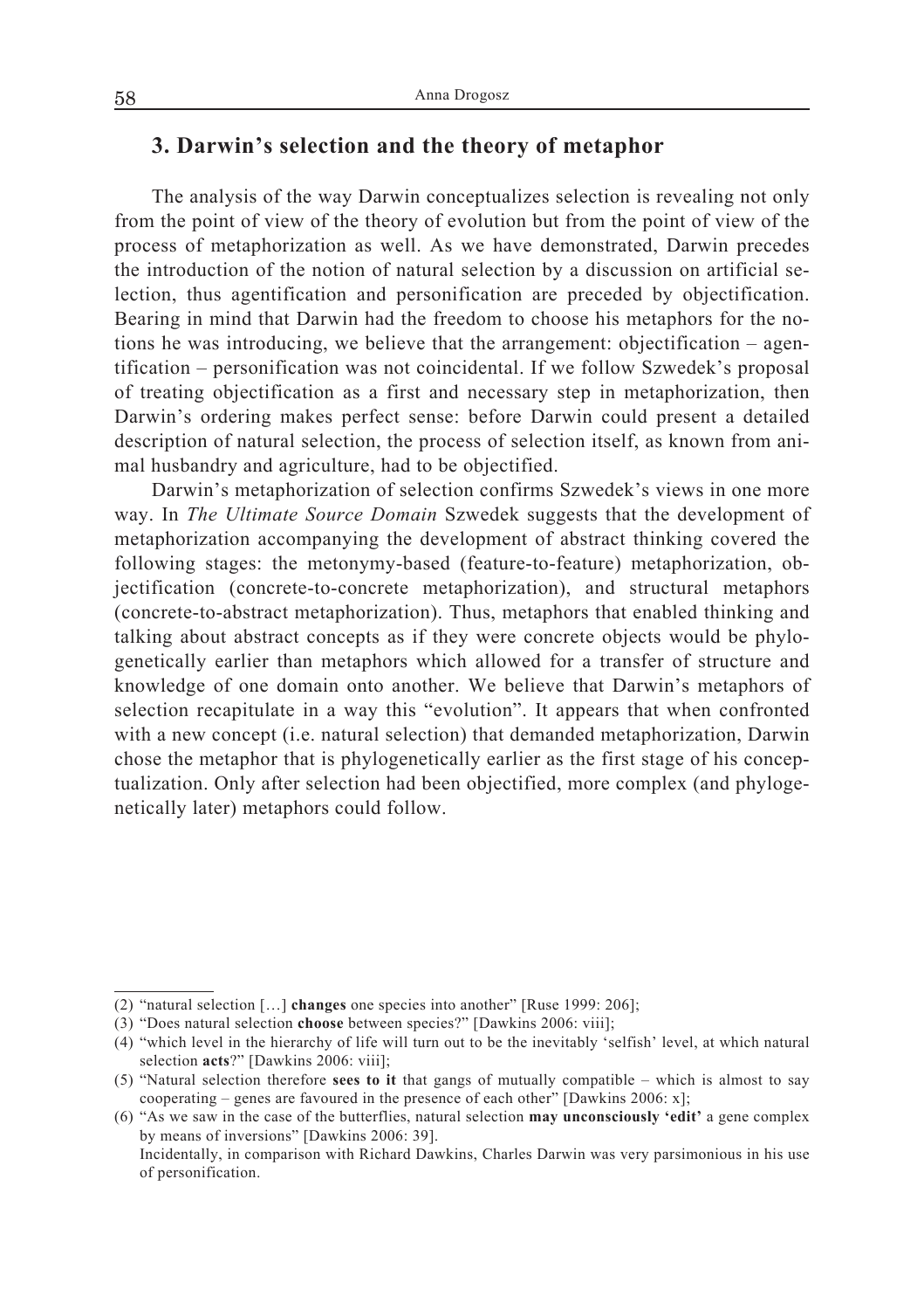## 3. Darwin's selection and the theory of metaphor

The analysis of the way Darwin conceptualizes selection is revealing not only from the point of view of the theory of evolution but from the point of view of the process of metaphorization as well. As we have demonstrated, Darwin precedes the introduction of the notion of natural selection by a discussion on artificial selection, thus agentification and personification are preceded by objectification. Bearing in mind that Darwin had the freedom to choose his metaphors for the notions he was introducing, we believe that the arrangement: objectification – agentification – personification was not coincidental. If we follow Szwedek's proposal of treating objectification as a first and necessary step in metaphorization, then Darwin's ordering makes perfect sense: before Darwin could present a detailed description of natural selection, the process of selection itself, as known from animal husbandry and agriculture, had to be objectified.

Darwin's metaphorization of selection confirms Szwedek's views in one more way. In *The Ultimate Source Domain* Szwedek suggests that the development of metaphorization accompanying the development of abstract thinking covered the following stages: the metonymy-based (feature-to-feature) metaphorization, objectification (concrete-to-concrete metaphorization), and structural metaphors (concrete-to-abstract metaphorization). Thus, metaphors that enabled thinking and talking about abstract concepts as if they were concrete objects would be phylogenetically earlier than metaphors which allowed for a transfer of structure and knowledge of one domain onto another. We believe that Darwin's metaphors of selection recapitulate in a way this "evolution". It appears that when confronted with a new concept (i.e. natural selection) that demanded metaphorization, Darwin chose the metaphor that is phylogenetically earlier as the first stage of his conceptualization. Only after selection had been objectified, more complex (and phylogenetically later) metaphors could follow.

---

(2) "natural selection […] **changes** one species into another" [Ruse 1999: 206];

(3) "Does natural selection **choose** between species?" [Dawkins 2006: viii];

(4) "which level in the hierarchy of life will turn out to be the inevitably 'selfish' level, at which natural selection **acts**?" [Dawkins 2006: viii];

(5) "Natural selection therefore **sees to it** that gangs of mutually compatible – which is almost to say cooperating – genes are favoured in the presence of each other" [Dawkins 2006: x];

(6) "As we saw in the case of the butterflies, natural selection **may unconsciously 'edit'** a gene complex by means of inversions" [Dawkins 2006: 39].

Incidentally, in comparison with Richard Dawkins, Charles Darwin was very parsimonious in his use of personification.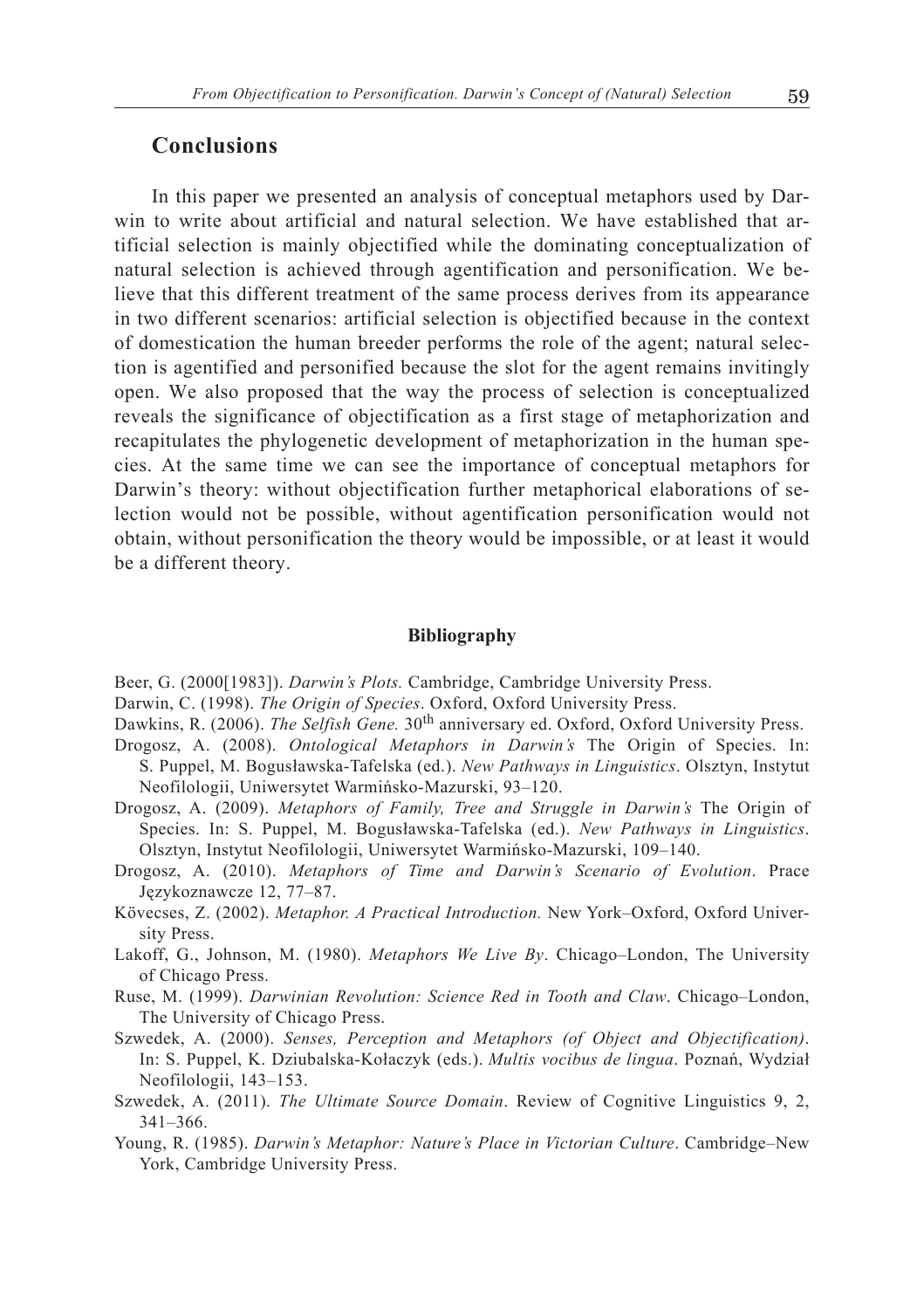## Conclusions

In this paper we presented an analysis of conceptual metaphors used by Darwin to write about artificial and natural selection. We have established that artificial selection is mainly objectified while the dominating conceptualization of natural selection is achieved through agentification and personification. We believe that this different treatment of the same process derives from its appearance in two different scenarios: artificial selection is objectified because in the context of domestication the human breeder performs the role of the agent; natural selection is agentified and personified because the slot for the agent remains invitingly open. We also proposed that the way the process of selection is conceptualized reveals the significance of objectification as a first stage of metaphorization and recapitulates the phylogenetic development of metaphorization in the human species. At the same time we can see the importance of conceptual metaphors for Darwin's theory: without objectification further metaphorical elaborations of selection would not be possible, without agentification personification would not obtain, without personification the theory would be impossible, or at least it would be a different theory.

**Bibliography**

Beer, G. (2000[1983]). *Darwin's Plots.* Cambridge, Cambridge University Press.

Darwin, C. (1998). *The Origin of Species*. Oxford, Oxford University Press.

Dawkins, R. (2006). *The Selfish Gene.* 30th anniversary ed. Oxford, Oxford University Press.

Drogosz, A. (2008). *Ontological Metaphors in Darwin's* The Origin of Species. In: S. Puppel, M. Bogusławska-Tafelska (ed.). *New Pathways in Linguistics*. Olsztyn, Instytut Neofilologii, Uniwersytet Warmińsko-Mazurski, 93–120.

Drogosz, A. (2009). *Metaphors of Family, Tree and Struggle in Darwin's* The Origin of Species. In: S. Puppel, M. Bogusławska-Tafelska (ed.). *New Pathways in Linguistics*. Olsztyn, Instytut Neofilologii, Uniwersytet Warmińsko-Mazurski, 109–140.

Drogosz, A. (2010). *Metaphors of Time and Darwin's Scenario of Evolution*. Prace Językoznawcze 12, 77–87.

Kövecses, Z. (2002). *Metaphor. A Practical Introduction.* New York–Oxford, Oxford University Press.

Lakoff, G., Johnson, M. (1980). *Metaphors We Live By*. Chicago–London, The University of Chicago Press.

Ruse, M. (1999). *Darwinian Revolution: Science Red in Tooth and Claw*. Chicago–London, The University of Chicago Press.

Szwedek, A. (2000). *Senses, Perception and Metaphors (of Object and Objectification)*. In: S. Puppel, K. Dziubalska-Kołaczyk (eds.). *Multis vocibus de lingua*. Poznań, Wydział Neofilologii, 143–153.

Szwedek, A. (2011). *The Ultimate Source Domain*. Review of Cognitive Linguistics 9, 2, 341–366.

Young, R. (1985). *Darwin's Metaphor: Nature's Place in Victorian Culture*. Cambridge–New York, Cambridge University Press.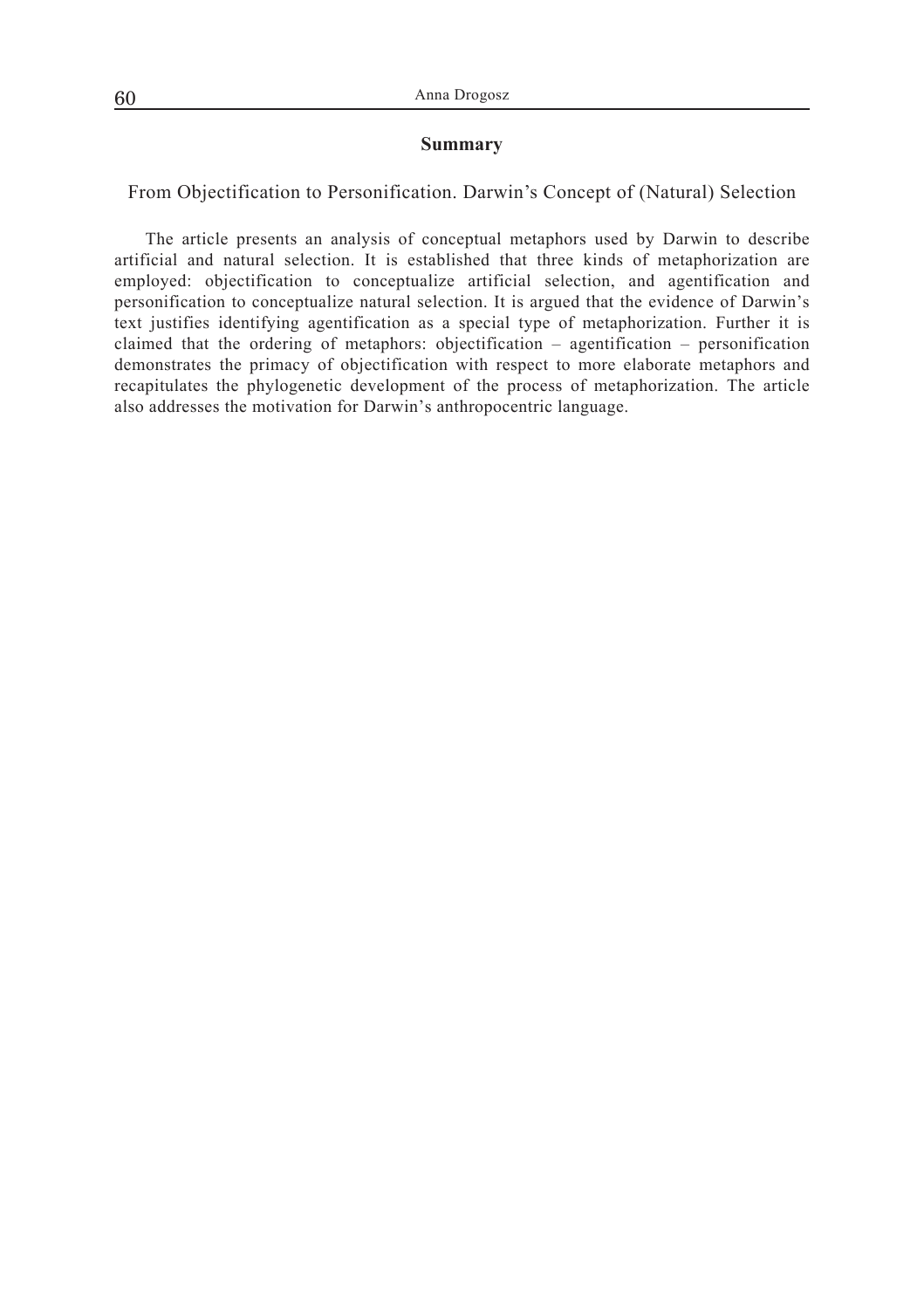## Summary

From Objectification to Personification. Darwin's Concept of (Natural) Selection

The article presents an analysis of conceptual metaphors used by Darwin to describe artificial and natural selection. It is established that three kinds of metaphorization are employed: objectification to conceptualize artificial selection, and agentification and personification to conceptualize natural selection. It is argued that the evidence of Darwin's text justifies identifying agentification as a special type of metaphorization. Further it is claimed that the ordering of metaphors: objectification – agentification – personification demonstrates the primacy of objectification with respect to more elaborate metaphors and recapitulates the phylogenetic development of the process of metaphorization. The article also addresses the motivation for Darwin's anthropocentric language.